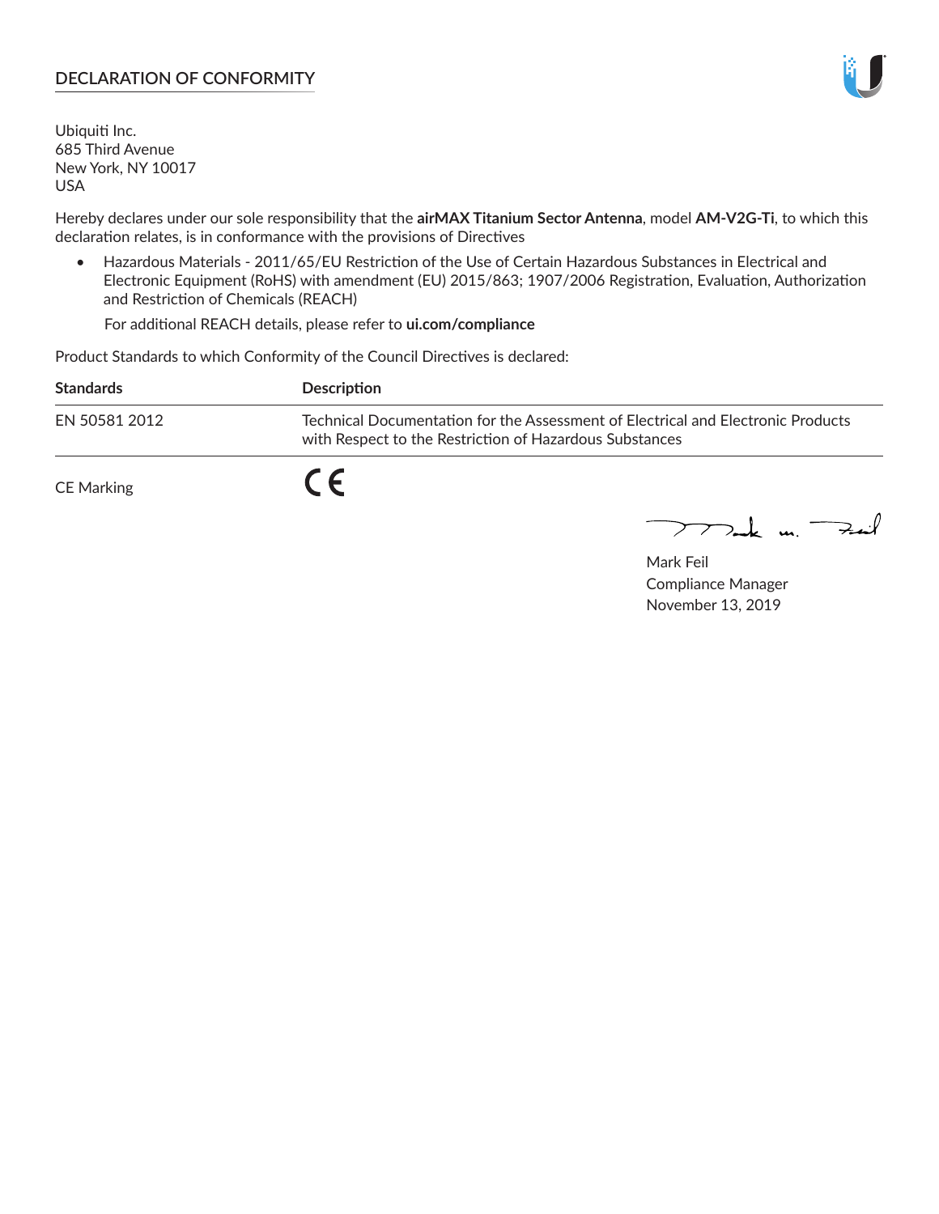## DECLARATION OF CONFORMITY

Ubiquiti Inc.
685 Third Avenue
New York, NY 10017
USA

Hereby declares under our sole responsibility that the **airMAX Titanium Sector Antenna**, model **AM-V2G-Ti**, to which this declaration relates, is in conformance with the provisions of Directives

- Hazardous Materials - 2011/65/EU Restriction of the Use of Certain Hazardous Substances in Electrical and Electronic Equipment (RoHS) with amendment (EU) 2015/863; 1907/2006 Registration, Evaluation, Authorization and Restriction of Chemicals (REACH)

  For additional REACH details, please refer to **ui.com/compliance**

Product Standards to which Conformity of the Council Directives is declared:

| **Standards** | **Description** |
| --- | --- |
| EN 50581 2012 | Technical Documentation for the Assessment of Electrical and Electronic Products with Respect to the Restriction of Hazardous Substances |

CE Marking    CE

Mark Feil
Compliance Manager
November 13, 2019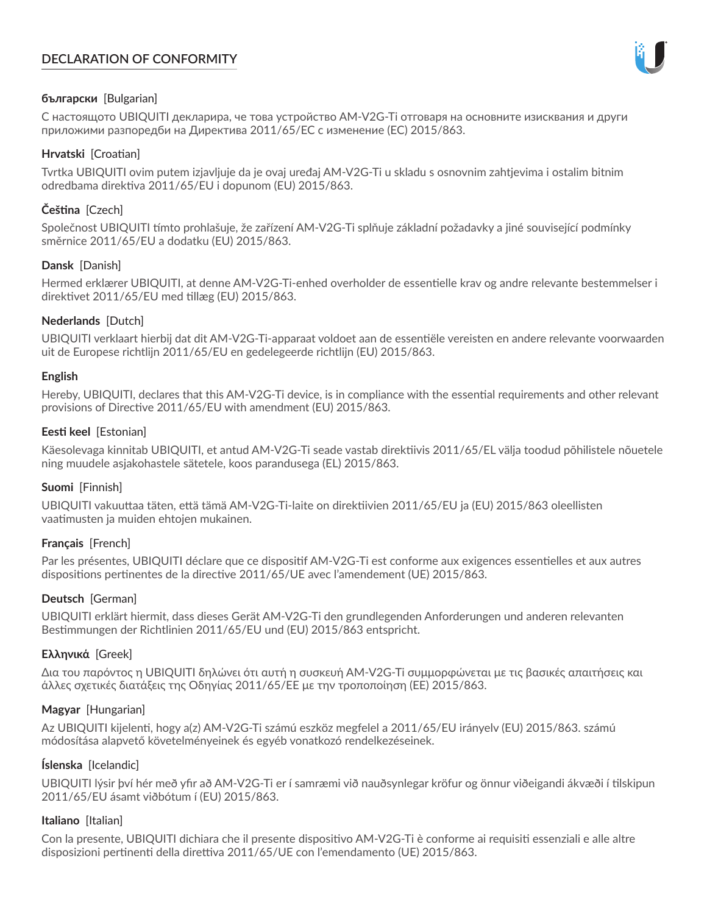# DECLARATION OF CONFORMITY

**български** [Bulgarian]

С настоящото UBIQUITI декларира, че това устройство AM-V2G-Ti отговаря на основните изисквания и други приложими разпоредби на Директива 2011/65/ЕС с изменение (ЕС) 2015/863.

**Hrvatski** [Croatian]

Tvrtka UBIQUITI ovim putem izjavljuje da je ovaj uređaj AM-V2G-Ti u skladu s osnovnim zahtjevima i ostalim bitnim odredbama direktiva 2011/65/EU i dopunom (EU) 2015/863.

**Čeština** [Czech]

Společnost UBIQUITI tímto prohlašuje, že zařízení AM-V2G-Ti splňuje základní požadavky a jiné související podmínky směrnice 2011/65/EU a dodatku (EU) 2015/863.

**Dansk** [Danish]

Hermed erklærer UBIQUITI, at denne AM-V2G-Ti-enhed overholder de essentielle krav og andre relevante bestemmelser i direktivet 2011/65/EU med tillæg (EU) 2015/863.

**Nederlands** [Dutch]

UBIQUITI verklaart hierbij dat dit AM-V2G-Ti-apparaat voldoet aan de essentiële vereisten en andere relevante voorwaarden uit de Europese richtlijn 2011/65/EU en gedelegeerde richtlijn (EU) 2015/863.

**English**

Hereby, UBIQUITI, declares that this AM-V2G-Ti device, is in compliance with the essential requirements and other relevant provisions of Directive 2011/65/EU with amendment (EU) 2015/863.

**Eesti keel** [Estonian]

Käesolevaga kinnitab UBIQUITI, et antud AM-V2G-Ti seade vastab direktiivis 2011/65/EL välja toodud põhilistele nõuetele ning muudele asjakohastele sätetele, koos parandusega (EL) 2015/863.

**Suomi** [Finnish]

UBIQUITI vakuuttaa täten, että tämä AM-V2G-Ti-laite on direktiivien 2011/65/EU ja (EU) 2015/863 oleellisten vaatimusten ja muiden ehtojen mukainen.

**Français** [French]

Par les présentes, UBIQUITI déclare que ce dispositif AM-V2G-Ti est conforme aux exigences essentielles et aux autres dispositions pertinentes de la directive 2011/65/UE avec l'amendement (UE) 2015/863.

**Deutsch** [German]

UBIQUITI erklärt hiermit, dass dieses Gerät AM-V2G-Ti den grundlegenden Anforderungen und anderen relevanten Bestimmungen der Richtlinien 2011/65/EU und (EU) 2015/863 entspricht.

**Ελληνικά** [Greek]

Δια του παρόντος η UBIQUITI δηλώνει ότι αυτή η συσκευή AM-V2G-Ti συμμορφώνεται με τις βασικές απαιτήσεις και άλλες σχετικές διατάξεις της Οδηγίας 2011/65/ΕΕ με την τροποποίηση (ΕΕ) 2015/863.

**Magyar** [Hungarian]

Az UBIQUITI kijelenti, hogy a(z) AM-V2G-Ti számú eszköz megfelel a 2011/65/EU irányelv (EU) 2015/863. számú módosítása alapvető követelményeinek és egyéb vonatkozó rendelkezéseinek.

**Íslenska** [Icelandic]

UBIQUITI lýsir því hér með yfir að AM-V2G-Ti er í samræmi við nauðsynlegar kröfur og önnur viðeigandi ákvæði í tilskipun 2011/65/EU ásamt viðbótum í (EU) 2015/863.

**Italiano** [Italian]

Con la presente, UBIQUITI dichiara che il presente dispositivo AM-V2G-Ti è conforme ai requisiti essenziali e alle altre disposizioni pertinenti della direttiva 2011/65/UE con l'emendamento (UE) 2015/863.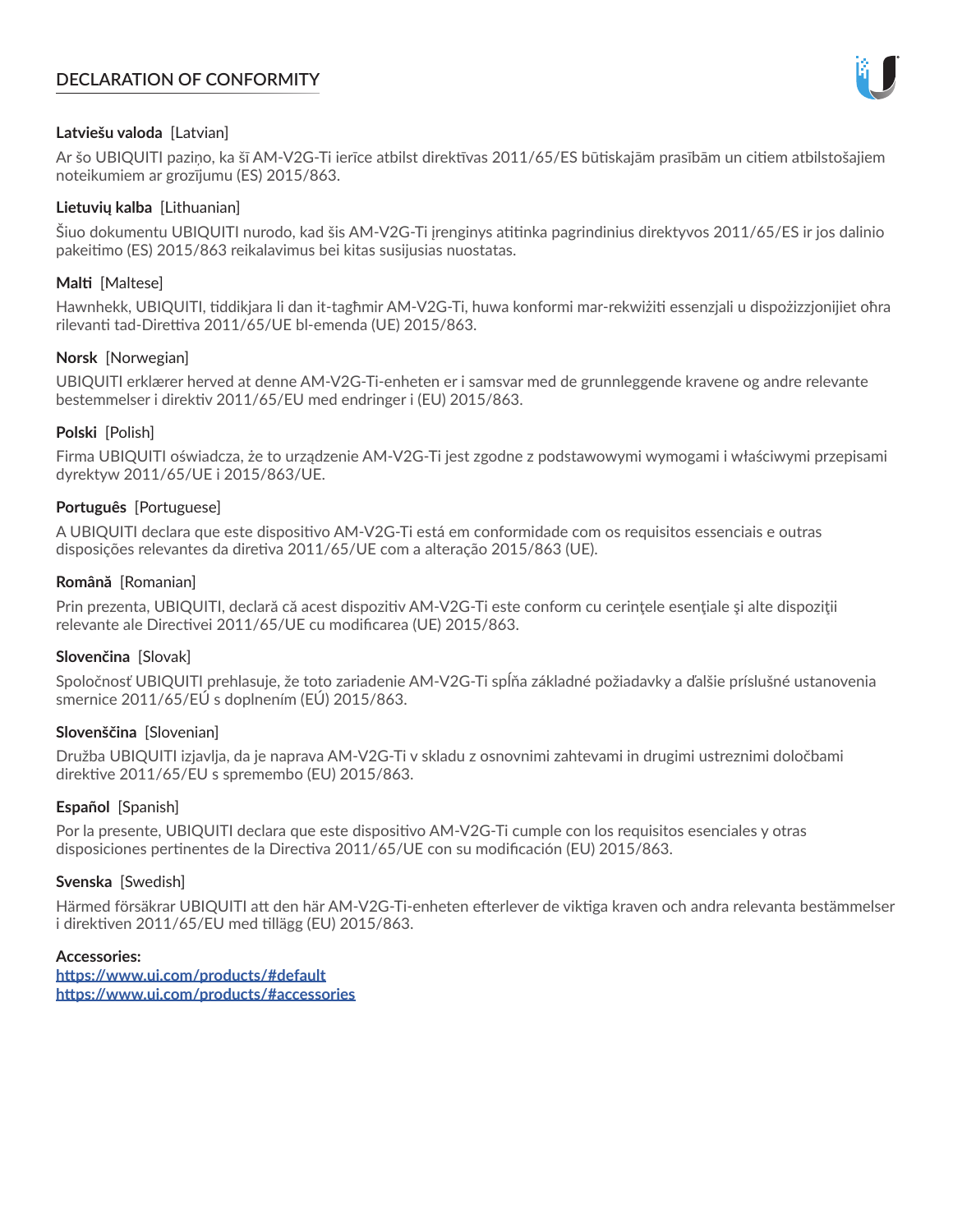## DECLARATION OF CONFORMITY

**Latviešu valoda** [Latvian]

Ar šo UBIQUITI paziņo, ka šī AM-V2G-Ti ierīce atbilst direktīvas 2011/65/ES būtiskajām prasībām un citiem atbilstošajiem noteikumiem ar grozījumu (ES) 2015/863.

**Lietuvių kalba** [Lithuanian]

Šiuo dokumentu UBIQUITI nurodo, kad šis AM-V2G-Ti įrenginys atitinka pagrindinius direktyvos 2011/65/ES ir jos dalinio pakeitimo (ES) 2015/863 reikalavimus bei kitas susijusias nuostatas.

**Malti** [Maltese]

Hawnhekk, UBIQUITI, tiddikjara li dan it-tagħmir AM-V2G-Ti, huwa konformi mar-rekwiżiti essenzjali u dispożizzjonijiet oħra rilevanti tad-Direttiva 2011/65/UE bl-emenda (UE) 2015/863.

**Norsk** [Norwegian]

UBIQUITI erklærer herved at denne AM-V2G-Ti-enheten er i samsvar med de grunnleggende kravene og andre relevante bestemmelser i direktiv 2011/65/EU med endringer i (EU) 2015/863.

**Polski** [Polish]

Firma UBIQUITI oświadcza, że to urządzenie AM-V2G-Ti jest zgodne z podstawowymi wymogami i właściwymi przepisami dyrektyw 2011/65/UE i 2015/863/UE.

**Português** [Portuguese]

A UBIQUITI declara que este dispositivo AM-V2G-Ti está em conformidade com os requisitos essenciais e outras disposições relevantes da diretiva 2011/65/UE com a alteração 2015/863 (UE).

**Română** [Romanian]

Prin prezenta, UBIQUITI, declară că acest dispozitiv AM-V2G-Ti este conform cu cerinţele esenţiale şi alte dispoziţii relevante ale Directivei 2011/65/UE cu modificarea (UE) 2015/863.

**Slovenčina** [Slovak]

Spoločnosť UBIQUITI prehlasuje, že toto zariadenie AM-V2G-Ti spĺňa základné požiadavky a ďalšie príslušné ustanovenia smernice 2011/65/EÚ s doplnením (EÚ) 2015/863.

**Slovenščina** [Slovenian]

Družba UBIQUITI izjavlja, da je naprava AM-V2G-Ti v skladu z osnovnimi zahtevami in drugimi ustreznimi določbami direktive 2011/65/EU s spremembo (EU) 2015/863.

**Español** [Spanish]

Por la presente, UBIQUITI declara que este dispositivo AM-V2G-Ti cumple con los requisitos esenciales y otras disposiciones pertinentes de la Directiva 2011/65/UE con su modificación (EU) 2015/863.

**Svenska** [Swedish]

Härmed försäkrar UBIQUITI att den här AM-V2G-Ti-enheten efterlever de viktiga kraven och andra relevanta bestämmelser i direktiven 2011/65/EU med tillägg (EU) 2015/863.

**Accessories:**
[https://www.ui.com/products/#default](https://www.ui.com/products/#default)
[https://www.ui.com/products/#accessories](https://www.ui.com/products/#accessories)